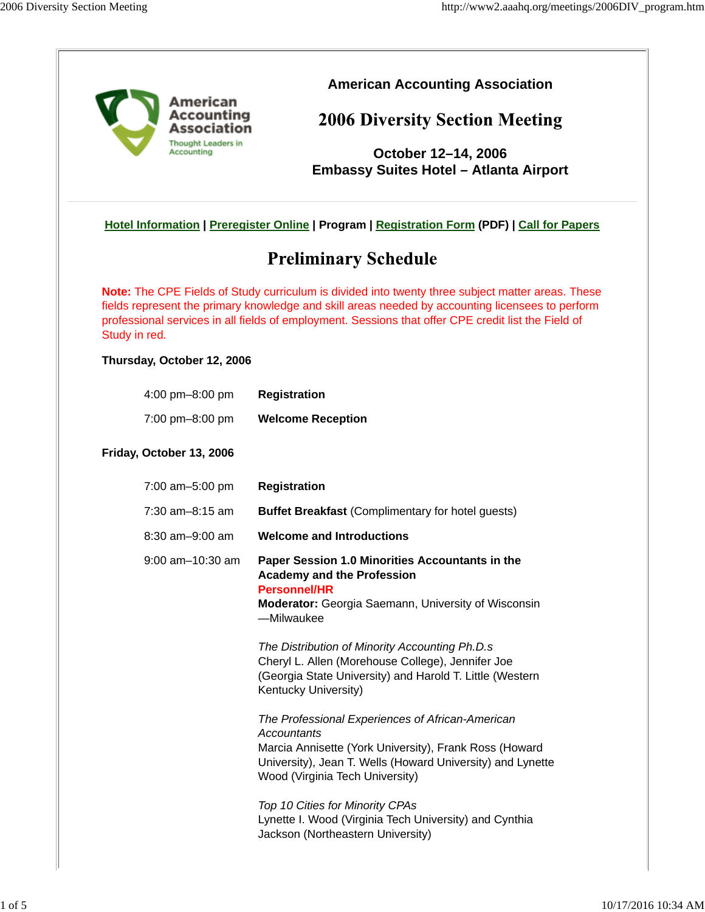American Accounting Association

Thought Leaders in Accounting

# American Accounting Association

# 2006 Diversity Section Meeting

**October 12–14, 2006**
**Embassy Suites Hotel – Atlanta Airport**

Hotel Information | Preregister Online | **Program** | Registration Form (PDF) | Call for Papers

## Preliminary Schedule

**Note:** The CPE Fields of Study curriculum is divided into twenty three subject matter areas. These fields represent the primary knowledge and skill areas needed by accounting licensees to perform professional services in all fields of employment. Sessions that offer CPE credit list the Field of Study in red.

### Thursday, October 12, 2006

| | |
|---|---|
| 4:00 pm–8:00 pm | **Registration** |
| 7:00 pm–8:00 pm | **Welcome Reception** |

### Friday, October 13, 2006

| | |
|---|---|
| 7:00 am–5:00 pm | **Registration** |
| 7:30 am–8:15 am | **Buffet Breakfast** (Complimentary for hotel guests) |
| 8:30 am–9:00 am | **Welcome and Introductions** |

9:00 am–10:30 am **Paper Session 1.0 Minorities Accountants in the Academy and the Profession**
**Personnel/HR**
**Moderator:** Georgia Saemann, University of Wisconsin—Milwaukee

*The Distribution of Minority Accounting Ph.D.s*
Cheryl L. Allen (Morehouse College), Jennifer Joe (Georgia State University) and Harold T. Little (Western Kentucky University)

*The Professional Experiences of African-American Accountants*
Marcia Annisette (York University), Frank Ross (Howard University), Jean T. Wells (Howard University) and Lynette Wood (Virginia Tech University)

*Top 10 Cities for Minority CPAs*
Lynette I. Wood (Virginia Tech University) and Cynthia Jackson (Northeastern University)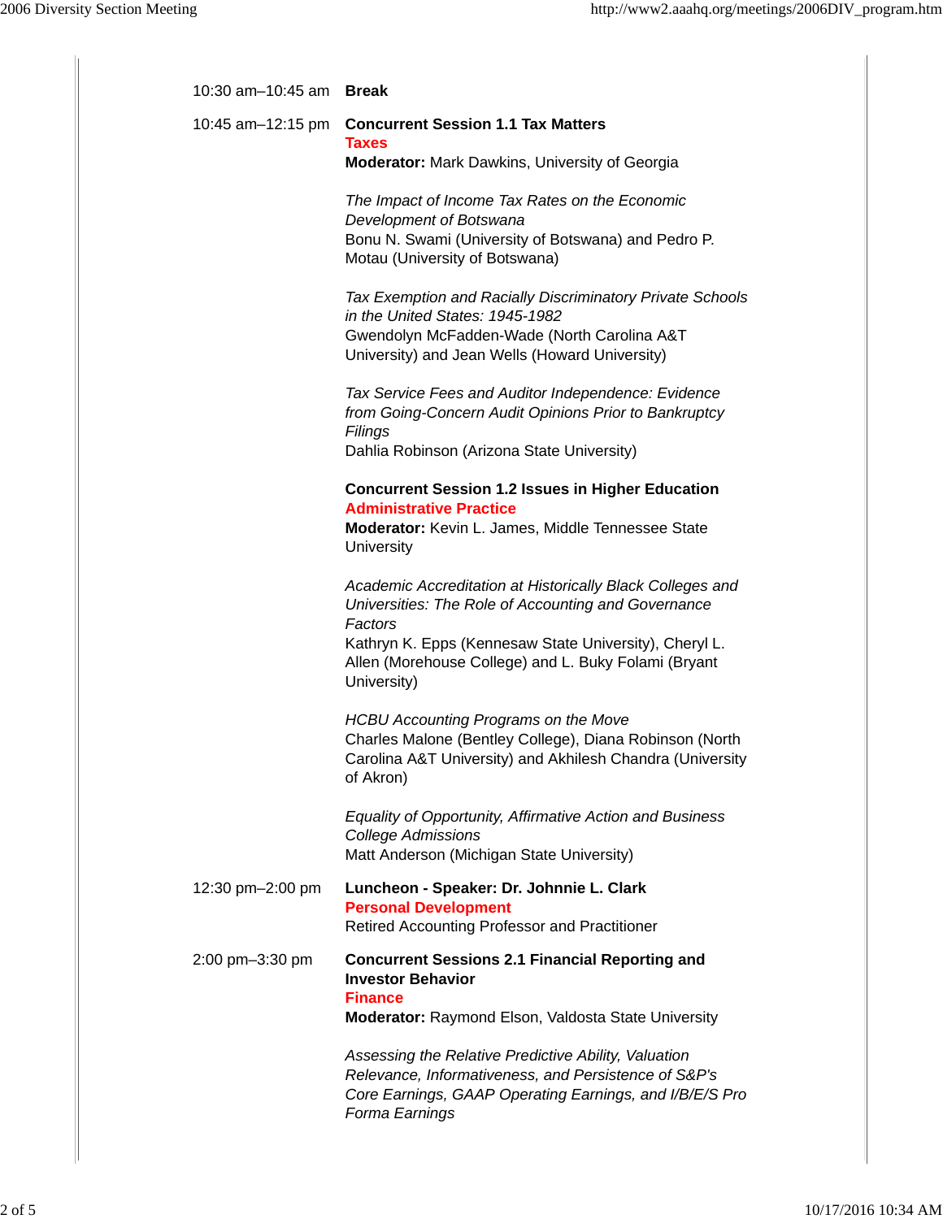| | |
|---|---|
| 10:30 am–10:45 am | **Break** |
| 10:45 am–12:15 pm | **Concurrent Session 1.1 Tax Matters**<br>**Taxes**<br>**Moderator:** Mark Dawkins, University of Georgia<br><br>*The Impact of Income Tax Rates on the Economic Development of Botswana*<br>Bonu N. Swami (University of Botswana) and Pedro P. Motau (University of Botswana)<br><br>*Tax Exemption and Racially Discriminatory Private Schools in the United States: 1945-1982*<br>Gwendolyn McFadden-Wade (North Carolina A&T University) and Jean Wells (Howard University)<br><br>*Tax Service Fees and Auditor Independence: Evidence from Going-Concern Audit Opinions Prior to Bankruptcy Filings*<br>Dahlia Robinson (Arizona State University)<br><br>**Concurrent Session 1.2 Issues in Higher Education**<br>**Administrative Practice**<br>**Moderator:** Kevin L. James, Middle Tennessee State University<br><br>*Academic Accreditation at Historically Black Colleges and Universities: The Role of Accounting and Governance Factors*<br>Kathryn K. Epps (Kennesaw State University), Cheryl L. Allen (Morehouse College) and L. Buky Folami (Bryant University)<br><br>*HCBU Accounting Programs on the Move*<br>Charles Malone (Bentley College), Diana Robinson (North Carolina A&T University) and Akhilesh Chandra (University of Akron)<br><br>*Equality of Opportunity, Affirmative Action and Business College Admissions*<br>Matt Anderson (Michigan State University) |
| 12:30 pm–2:00 pm | **Luncheon - Speaker: Dr. Johnnie L. Clark**<br>**Personal Development**<br>Retired Accounting Professor and Practitioner |
| 2:00 pm–3:30 pm | **Concurrent Sessions 2.1 Financial Reporting and Investor Behavior**<br>**Finance**<br>**Moderator:** Raymond Elson, Valdosta State University<br><br>*Assessing the Relative Predictive Ability, Valuation Relevance, Informativeness, and Persistence of S&P's Core Earnings, GAAP Operating Earnings, and I/B/E/S Pro Forma Earnings* |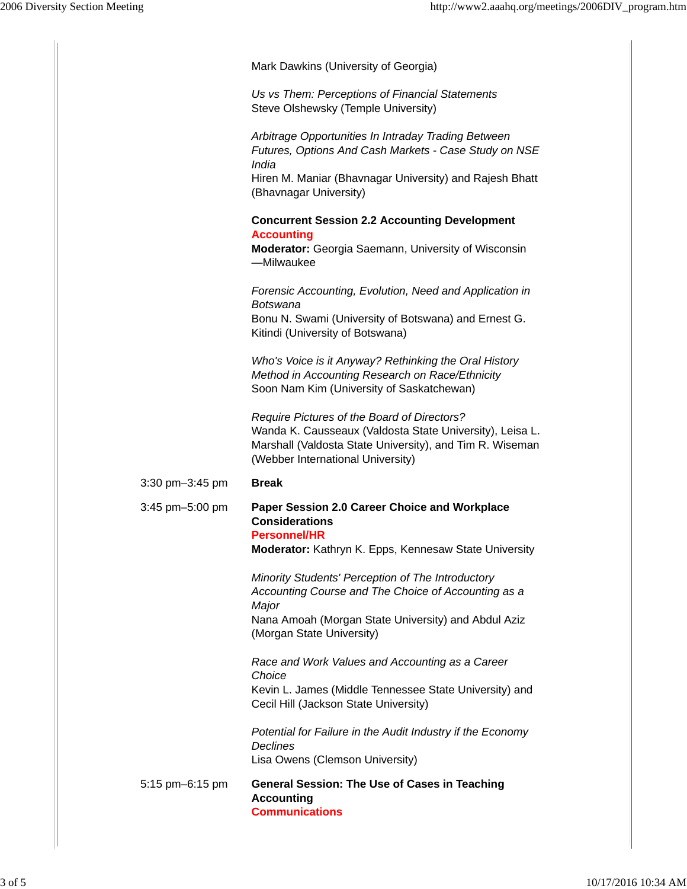Mark Dawkins (University of Georgia)

*Us vs Them: Perceptions of Financial Statements*
Steve Olshewsky (Temple University)

*Arbitrage Opportunities In Intraday Trading Between Futures, Options And Cash Markets - Case Study on NSE India*
Hiren M. Maniar (Bhavnagar University) and Rajesh Bhatt (Bhavnagar University)

**Concurrent Session 2.2 Accounting Development**
**Accounting**
**Moderator:** Georgia Saemann, University of Wisconsin—Milwaukee

*Forensic Accounting, Evolution, Need and Application in Botswana*
Bonu N. Swami (University of Botswana) and Ernest G. Kitindi (University of Botswana)

*Who's Voice is it Anyway? Rethinking the Oral History Method in Accounting Research on Race/Ethnicity*
Soon Nam Kim (University of Saskatchewan)

*Require Pictures of the Board of Directors?*
Wanda K. Causseaux (Valdosta State University), Leisa L. Marshall (Valdosta State University), and Tim R. Wiseman (Webber International University)

3:30 pm–3:45 pm **Break**

3:45 pm–5:00 pm **Paper Session 2.0 Career Choice and Workplace Considerations**
**Personnel/HR**
**Moderator:** Kathryn K. Epps, Kennesaw State University

*Minority Students' Perception of The Introductory Accounting Course and The Choice of Accounting as a Major*
Nana Amoah (Morgan State University) and Abdul Aziz (Morgan State University)

*Race and Work Values and Accounting as a Career Choice*
Kevin L. James (Middle Tennessee State University) and Cecil Hill (Jackson State University)

*Potential for Failure in the Audit Industry if the Economy Declines*
Lisa Owens (Clemson University)

5:15 pm–6:15 pm **General Session: The Use of Cases in Teaching Accounting**
**Communications**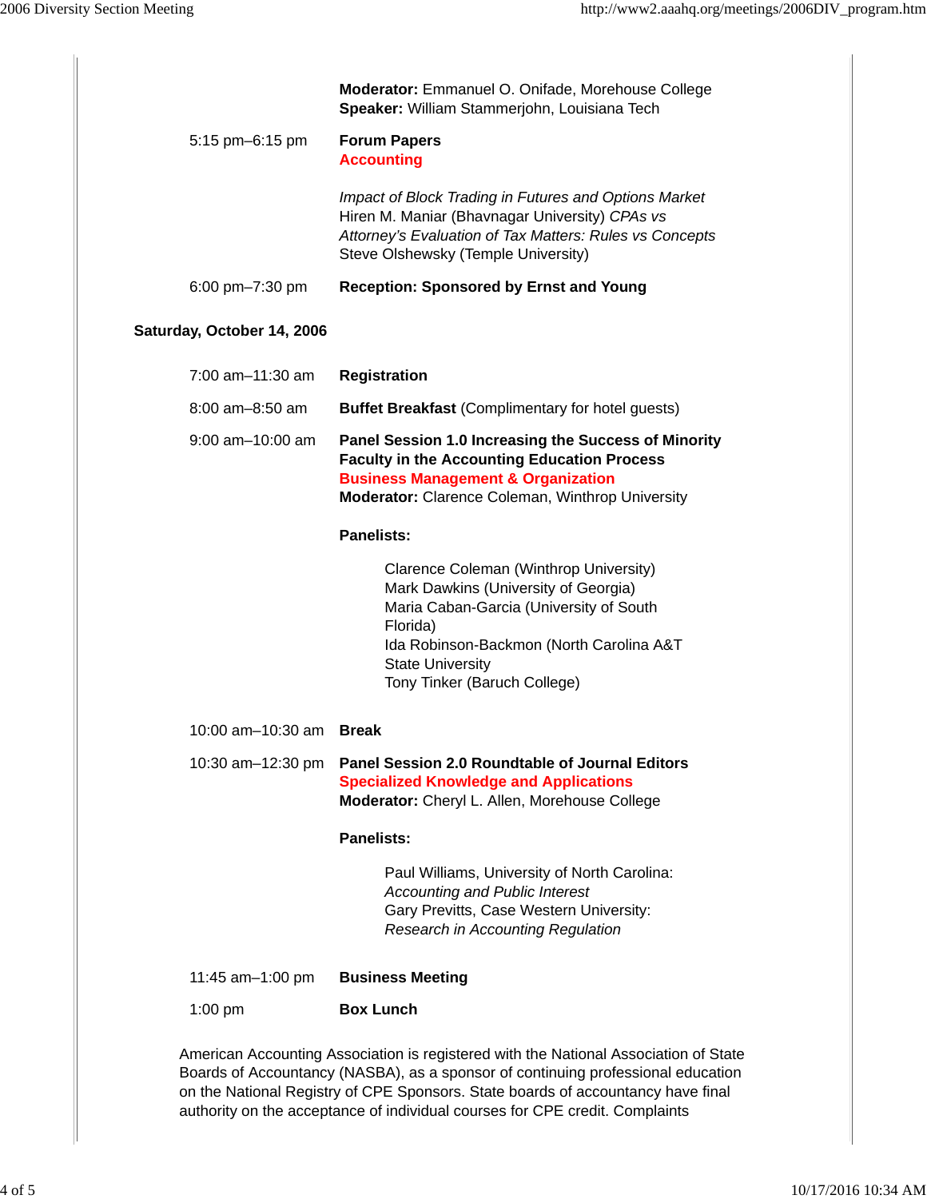**Moderator:** Emmanuel O. Onifade, Morehouse College
**Speaker:** William Stammerjohn, Louisiana Tech

5:15 pm–6:15 pm **Forum Papers**
**Accounting**

*Impact of Block Trading in Futures and Options Market*
Hiren M. Maniar (Bhavnagar University) *CPAs vs Attorney's Evaluation of Tax Matters: Rules vs Concepts*
Steve Olshewsky (Temple University)

6:00 pm–7:30 pm **Reception: Sponsored by Ernst and Young**

**Saturday, October 14, 2006**

7:00 am–11:30 am **Registration**

8:00 am–8:50 am **Buffet Breakfast** (Complimentary for hotel guests)

9:00 am–10:00 am **Panel Session 1.0 Increasing the Success of Minority Faculty in the Accounting Education Process**
**Business Management & Organization**
**Moderator:** Clarence Coleman, Winthrop University

**Panelists:**

Clarence Coleman (Winthrop University)
Mark Dawkins (University of Georgia)
Maria Caban-Garcia (University of South Florida)
Ida Robinson-Backmon (North Carolina A&T State University
Tony Tinker (Baruch College)

10:00 am–10:30 am **Break**

10:30 am–12:30 pm **Panel Session 2.0 Roundtable of Journal Editors**
**Specialized Knowledge and Applications**
**Moderator:** Cheryl L. Allen, Morehouse College

**Panelists:**

Paul Williams, University of North Carolina: *Accounting and Public Interest*
Gary Previtts, Case Western University: *Research in Accounting Regulation*

11:45 am–1:00 pm **Business Meeting**

1:00 pm **Box Lunch**

American Accounting Association is registered with the National Association of State Boards of Accountancy (NASBA), as a sponsor of continuing professional education on the National Registry of CPE Sponsors. State boards of accountancy have final authority on the acceptance of individual courses for CPE credit. Complaints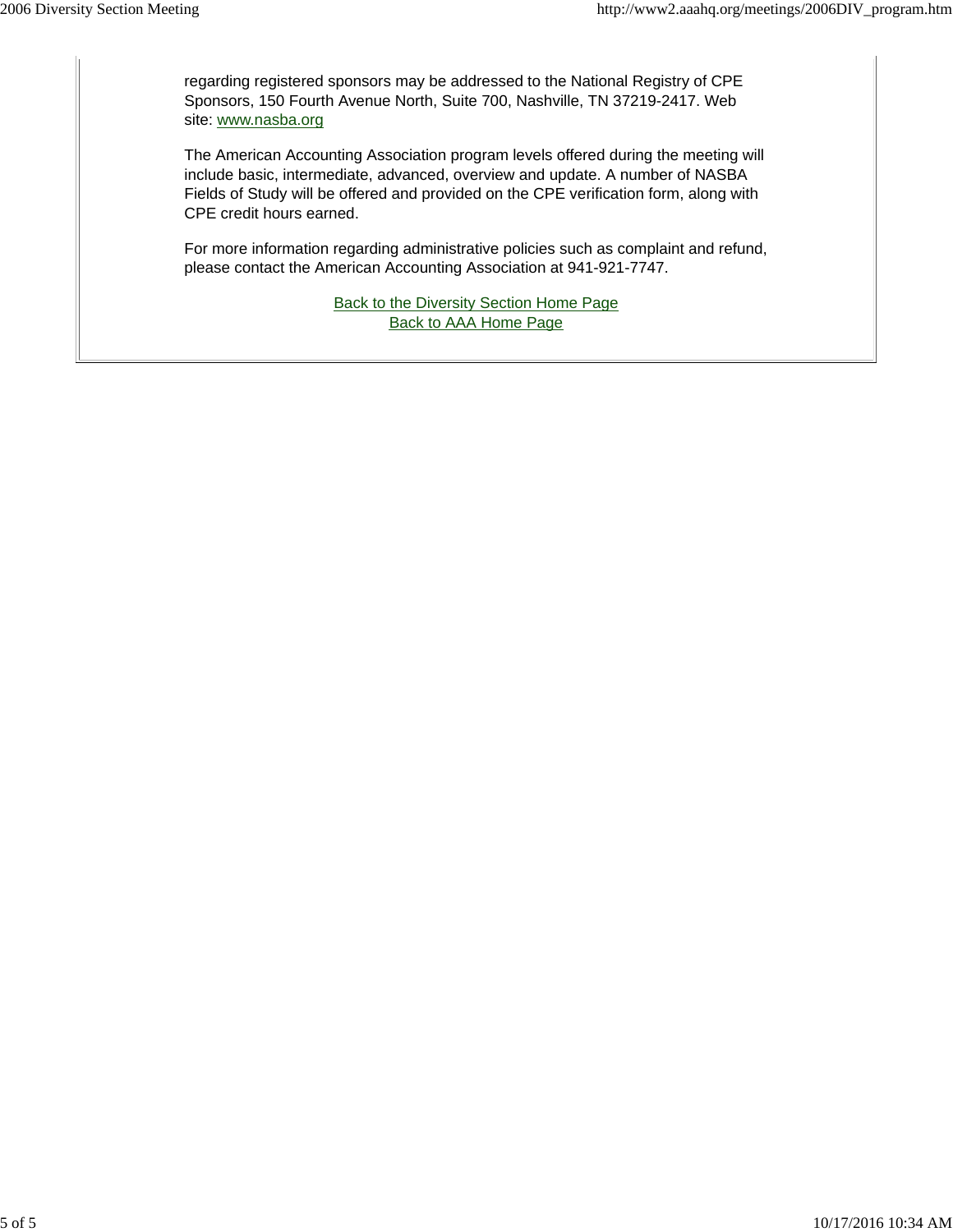regarding registered sponsors may be addressed to the National Registry of CPE Sponsors, 150 Fourth Avenue North, Suite 700, Nashville, TN 37219-2417. Web site: www.nasba.org

The American Accounting Association program levels offered during the meeting will include basic, intermediate, advanced, overview and update. A number of NASBA Fields of Study will be offered and provided on the CPE verification form, along with CPE credit hours earned.

For more information regarding administrative policies such as complaint and refund, please contact the American Accounting Association at 941-921-7747.

Back to the Diversity Section Home Page
Back to AAA Home Page